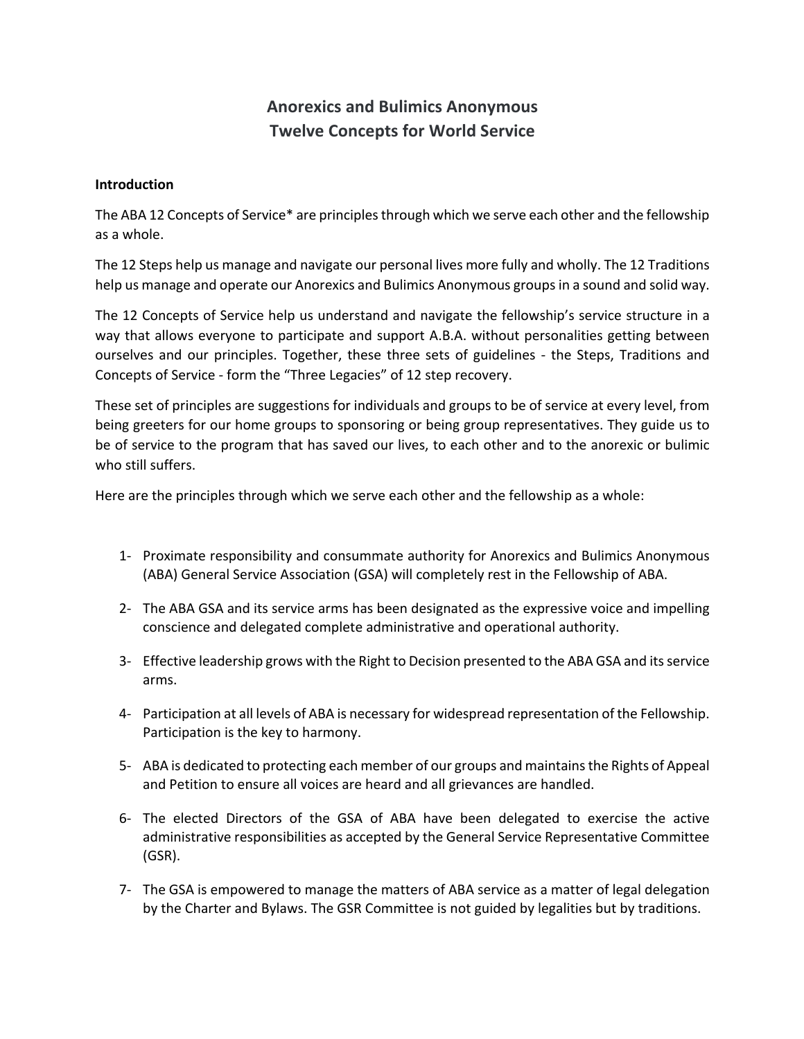# Anorexics and Bulimics Anonymous
# Twelve Concepts for World Service

**Introduction**

The ABA 12 Concepts of Service* are principles through which we serve each other and the fellowship as a whole.

The 12 Steps help us manage and navigate our personal lives more fully and wholly. The 12 Traditions help us manage and operate our Anorexics and Bulimics Anonymous groups in a sound and solid way.

The 12 Concepts of Service help us understand and navigate the fellowship's service structure in a way that allows everyone to participate and support A.B.A. without personalities getting between ourselves and our principles. Together, these three sets of guidelines - the Steps, Traditions and Concepts of Service - form the "Three Legacies" of 12 step recovery.

These set of principles are suggestions for individuals and groups to be of service at every level, from being greeters for our home groups to sponsoring or being group representatives. They guide us to be of service to the program that has saved our lives, to each other and to the anorexic or bulimic who still suffers.

Here are the principles through which we serve each other and the fellowship as a whole:

1- Proximate responsibility and consummate authority for Anorexics and Bulimics Anonymous (ABA) General Service Association (GSA) will completely rest in the Fellowship of ABA.

2- The ABA GSA and its service arms has been designated as the expressive voice and impelling conscience and delegated complete administrative and operational authority.

3- Effective leadership grows with the Right to Decision presented to the ABA GSA and its service arms.

4- Participation at all levels of ABA is necessary for widespread representation of the Fellowship. Participation is the key to harmony.

5- ABA is dedicated to protecting each member of our groups and maintains the Rights of Appeal and Petition to ensure all voices are heard and all grievances are handled.

6- The elected Directors of the GSA of ABA have been delegated to exercise the active administrative responsibilities as accepted by the General Service Representative Committee (GSR).

7- The GSA is empowered to manage the matters of ABA service as a matter of legal delegation by the Charter and Bylaws. The GSR Committee is not guided by legalities but by traditions.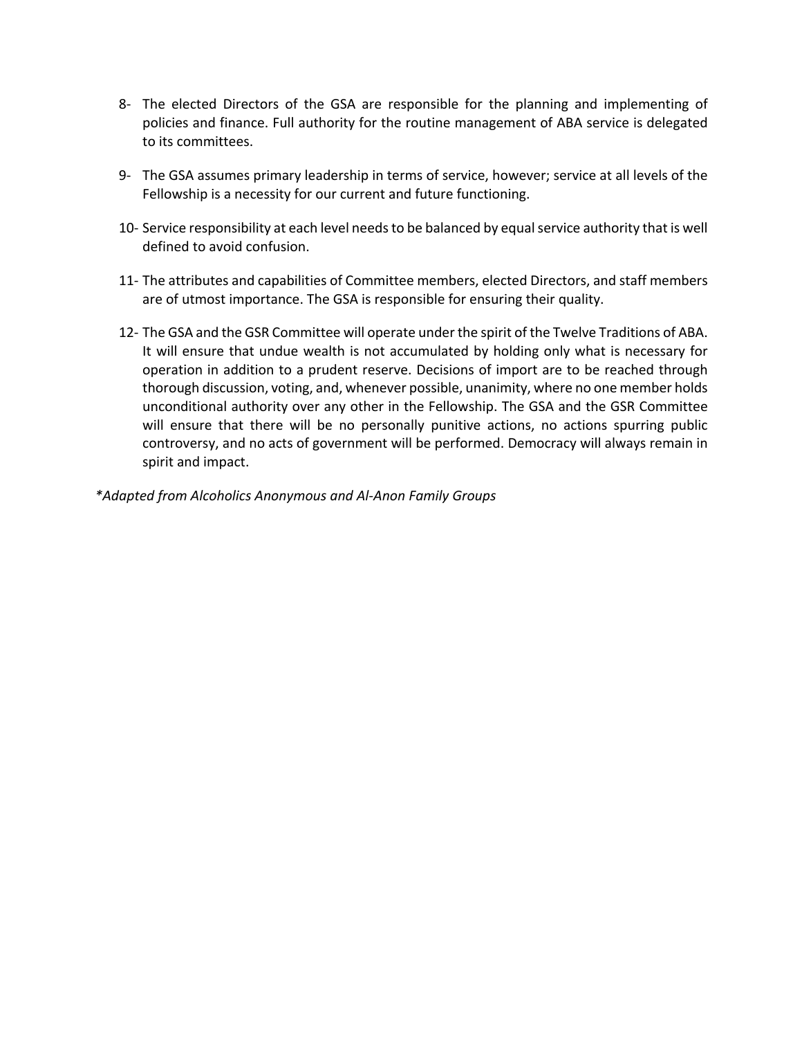8- The elected Directors of the GSA are responsible for the planning and implementing of policies and finance. Full authority for the routine management of ABA service is delegated to its committees.

9- The GSA assumes primary leadership in terms of service, however; service at all levels of the Fellowship is a necessity for our current and future functioning.

10- Service responsibility at each level needs to be balanced by equal service authority that is well defined to avoid confusion.

11- The attributes and capabilities of Committee members, elected Directors, and staff members are of utmost importance. The GSA is responsible for ensuring their quality.

12- The GSA and the GSR Committee will operate under the spirit of the Twelve Traditions of ABA. It will ensure that undue wealth is not accumulated by holding only what is necessary for operation in addition to a prudent reserve. Decisions of import are to be reached through thorough discussion, voting, and, whenever possible, unanimity, where no one member holds unconditional authority over any other in the Fellowship. The GSA and the GSR Committee will ensure that there will be no personally punitive actions, no actions spurring public controversy, and no acts of government will be performed. Democracy will always remain in spirit and impact.

*\*Adapted from Alcoholics Anonymous and Al-Anon Family Groups*